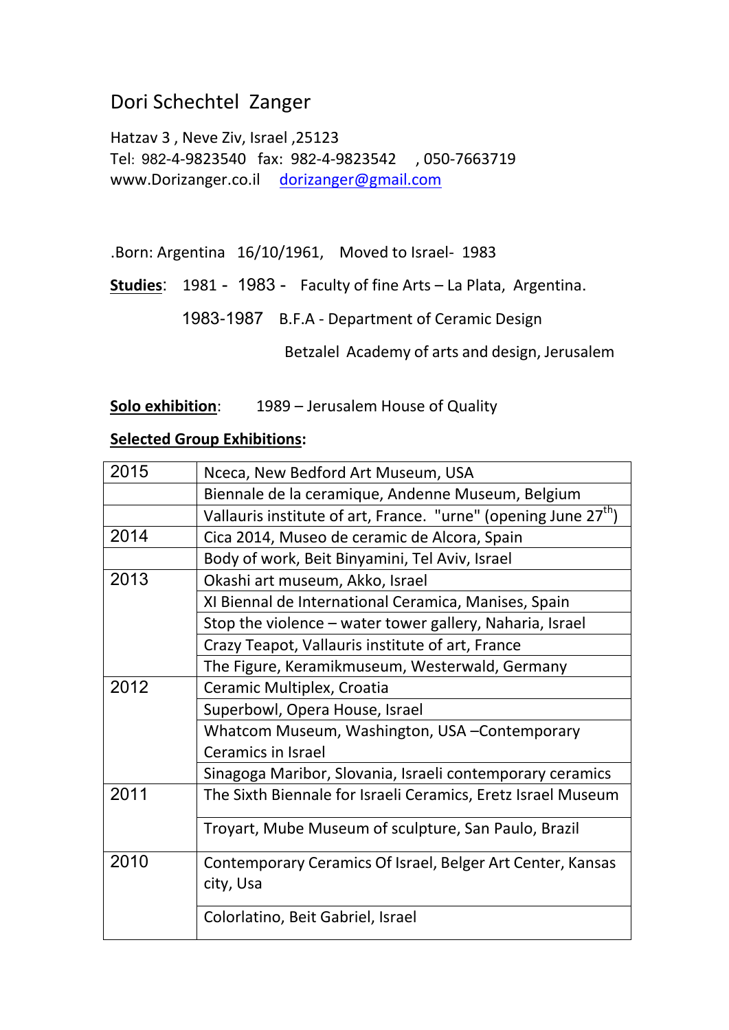# Dori Schechtel Zanger

Hatzav 3 , Neve Ziv, Israel ,25123
Tel: 982-4-9823540 fax: 982-4-9823542 , 050-7663719
www.Dorizanger.co.il dorizanger@gmail.com

.Born: Argentina 16/10/1961, Moved to Israel- 1983

**Studies**: 1981 - 1983 - Faculty of fine Arts – La Plata, Argentina.

1983-1987 B.F.A - Department of Ceramic Design

Betzalel Academy of arts and design, Jerusalem

**Solo exhibition**: 1989 – Jerusalem House of Quality

**Selected Group Exhibitions:**

| | |
|---|---|
| 2015 | Nceca, New Bedford Art Museum, USA |
| | Biennale de la ceramique, Andenne Museum, Belgium |
| | Vallauris institute of art, France. "urne" (opening June 27th) |
| 2014 | Cica 2014, Museo de ceramic de Alcora, Spain |
| | Body of work, Beit Binyamini, Tel Aviv, Israel |
| 2013 | Okashi art museum, Akko, Israel |
| | XI Biennal de International Ceramica, Manises, Spain |
| | Stop the violence – water tower gallery, Naharia, Israel |
| | Crazy Teapot, Vallauris institute of art, France |
| | The Figure, Keramikmuseum, Westerwald, Germany |
| 2012 | Ceramic Multiplex, Croatia |
| | Superbowl, Opera House, Israel |
| | Whatcom Museum, Washington, USA –Contemporary Ceramics in Israel |
| | Sinagoga Maribor, Slovania, Israeli contemporary ceramics |
| 2011 | The Sixth Biennale for Israeli Ceramics, Eretz Israel Museum |
| | Troyart, Mube Museum of sculpture, San Paulo, Brazil |
| 2010 | Contemporary Ceramics Of Israel, Belger Art Center, Kansas city, Usa |
| | Colorlatino, Beit Gabriel, Israel |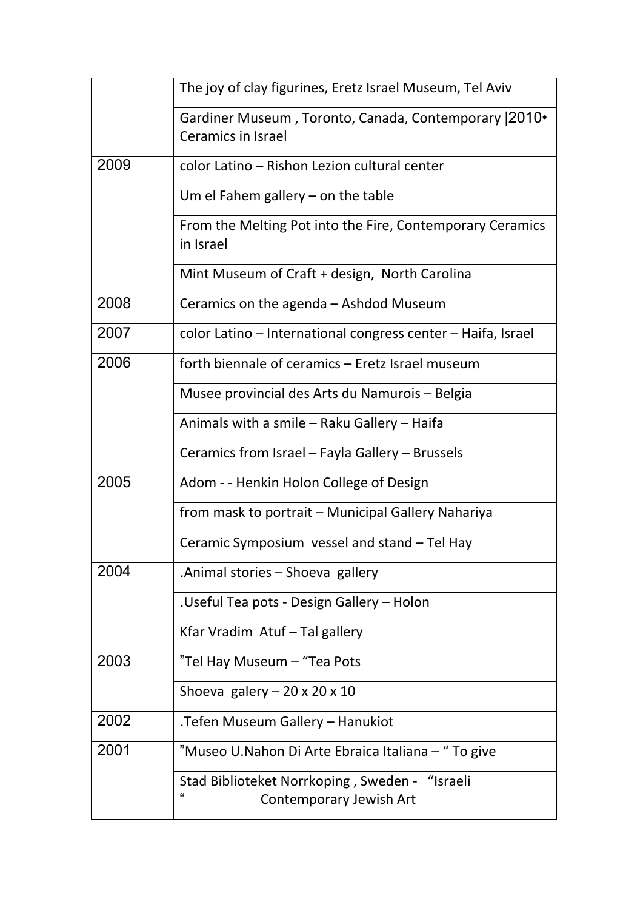| | |
|---|---|
| | The joy of clay figurines, Eretz Israel Museum, Tel Aviv |
| | Gardiner Museum , Toronto, Canada, Contemporary \|2010• Ceramics in Israel |
| 2009 | color Latino – Rishon Lezion cultural center |
| | Um el Fahem gallery – on the table |
| | From the Melting Pot into the Fire, Contemporary Ceramics in Israel |
| | Mint Museum of Craft + design, North Carolina |
| 2008 | Ceramics on the agenda – Ashdod Museum |
| 2007 | color Latino – International congress center – Haifa, Israel |
| 2006 | forth biennale of ceramics – Eretz Israel museum |
| | Musee provincial des Arts du Namurois – Belgia |
| | Animals with a smile – Raku Gallery – Haifa |
| | Ceramics from Israel – Fayla Gallery – Brussels |
| 2005 | Adom - - Henkin Holon College of Design |
| | from mask to portrait – Municipal Gallery Nahariya |
| | Ceramic Symposium vessel and stand – Tel Hay |
| 2004 | .Animal stories – Shoeva gallery |
| | .Useful Tea pots - Design Gallery – Holon |
| | Kfar Vradim Atuf – Tal gallery |
| 2003 | "Tel Hay Museum – "Tea Pots |
| | Shoeva galery – 20 x 20 x 10 |
| 2002 | .Tefen Museum Gallery – Hanukiot |
| 2001 | "Museo U.Nahon Di Arte Ebraica Italiana – " To give |
| | Stad Biblioteket Norrkoping , Sweden - "Israeli " Contemporary Jewish Art |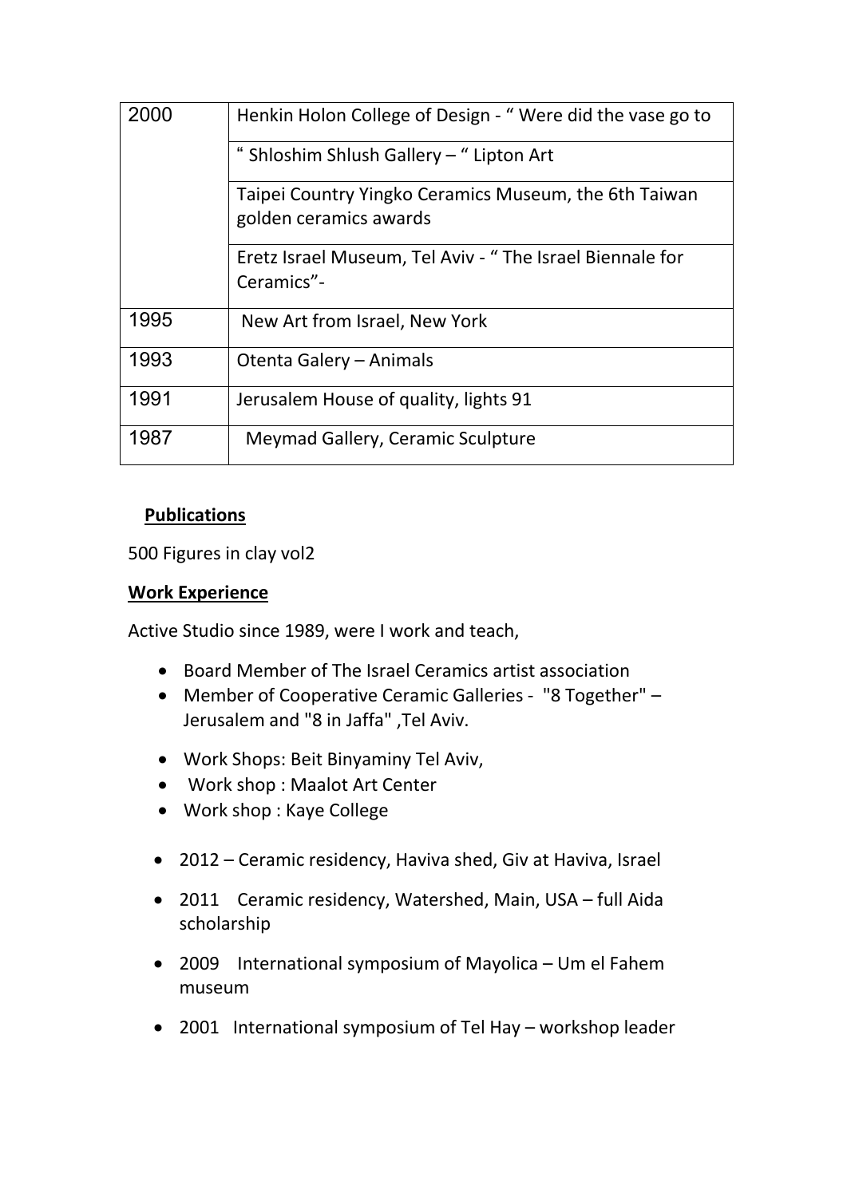| | |
|---|---|
| 2000 | Henkin Holon College of Design - " Were did the vase go to |
| | " Shloshim Shlush Gallery – " Lipton Art |
| | Taipei Country Yingko Ceramics Museum, the 6th Taiwan golden ceramics awards |
| | Eretz Israel Museum, Tel Aviv - " The Israel Biennale for Ceramics"- |
| 1995 | New Art from Israel, New York |
| 1993 | Otenta Galery – Animals |
| 1991 | Jerusalem House of quality, lights 91 |
| 1987 | Meymad Gallery, Ceramic Sculpture |

**Publications**

500 Figures in clay vol2

**Work Experience**

Active Studio since 1989, were I work and teach,

- Board Member of The Israel Ceramics artist association
- Member of Cooperative Ceramic Galleries - "8 Together" – Jerusalem and "8 in Jaffa" ,Tel Aviv.
- Work Shops: Beit Binyaminy Tel Aviv,
- Work shop : Maalot Art Center
- Work shop : Kaye College
- 2012 – Ceramic residency, Haviva shed, Giv at Haviva, Israel
- 2011 Ceramic residency, Watershed, Main, USA – full Aida scholarship
- 2009 International symposium of Mayolica – Um el Fahem museum
- 2001 International symposium of Tel Hay – workshop leader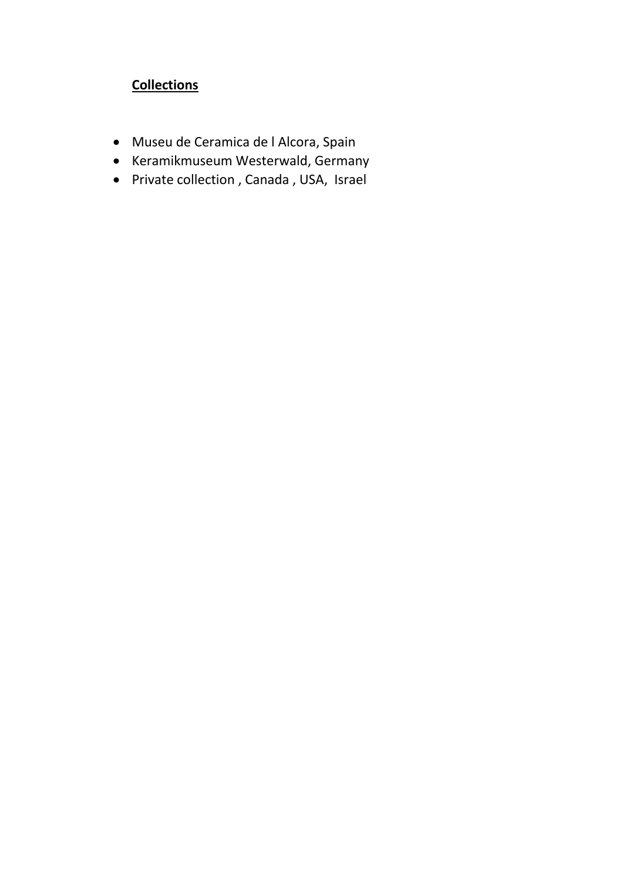**Collections**

- Museu de Ceramica de l Alcora, Spain
- Keramikmuseum Westerwald, Germany
- Private collection , Canada , USA, Israel